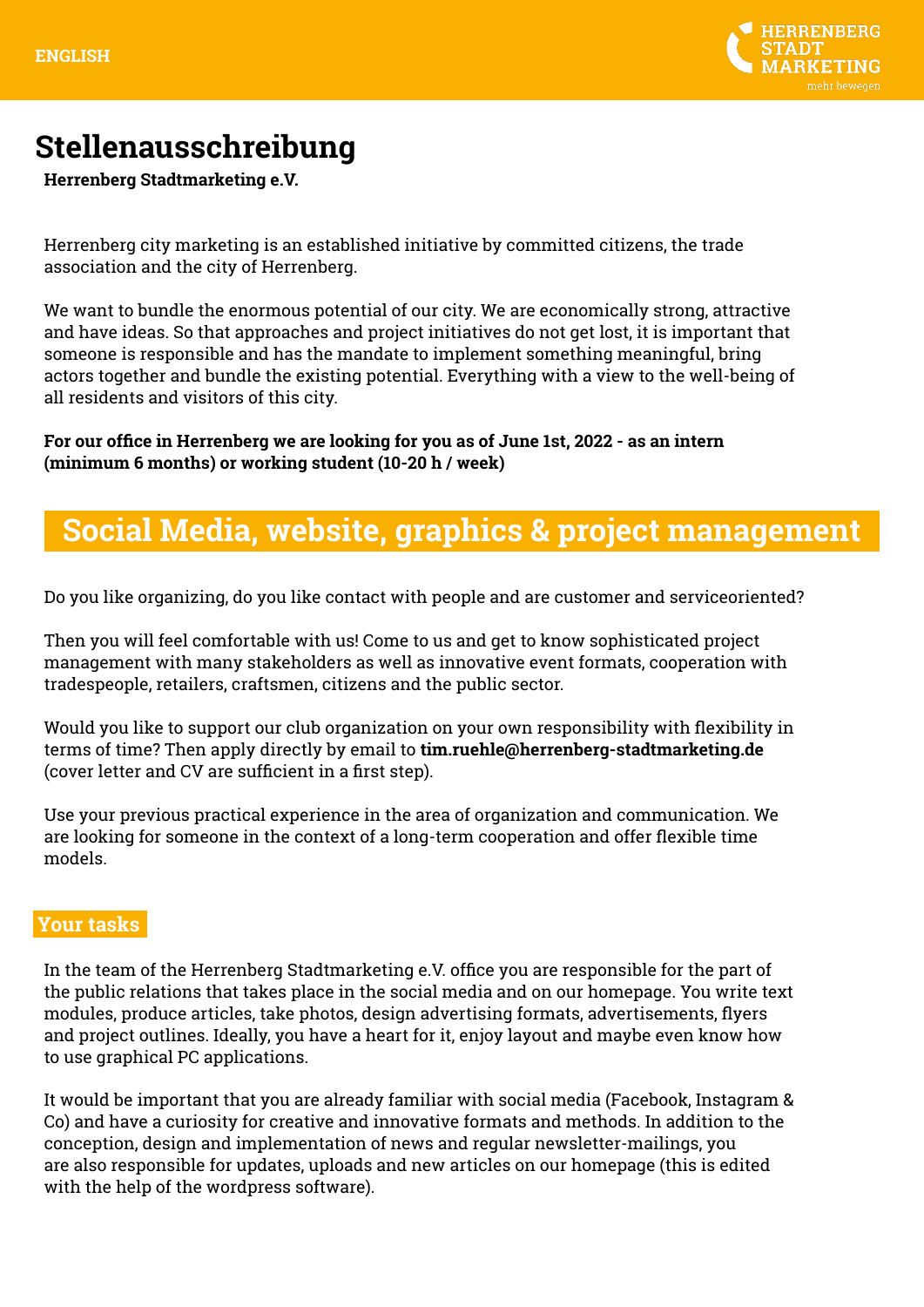ENGLISH

HERRENBERG STADT MARKETING
mehr bewegen

# Stellenausschreibung

**Herrenberg Stadtmarketing e.V.**

Herrenberg city marketing is an established initiative by committed citizens, the trade association and the city of Herrenberg.

We want to bundle the enormous potential of our city. We are economically strong, attractive and have ideas. So that approaches and project initiatives do not get lost, it is important that someone is responsible and has the mandate to implement something meaningful, bring actors together and bundle the existing potential. Everything with a view to the well-being of all residents and visitors of this city.

**For our office in Herrenberg we are looking for you as of June 1st, 2022 - as an intern (minimum 6 months) or working student (10-20 h / week)**

## Social Media, website, graphics & project management

Do you like organizing, do you like contact with people and are customer and serviceoriented?

Then you will feel comfortable with us! Come to us and get to know sophisticated project management with many stakeholders as well as innovative event formats, cooperation with tradespeople, retailers, craftsmen, citizens and the public sector.

Would you like to support our club organization on your own responsibility with flexibility in terms of time? Then apply directly by email to **tim.ruehle@herrenberg-stadtmarketing.de** (cover letter and CV are sufficient in a first step).

Use your previous practical experience in the area of organization and communication. We are looking for someone in the context of a long-term cooperation and offer flexible time models.

### Your tasks

In the team of the Herrenberg Stadtmarketing e.V. office you are responsible for the part of the public relations that takes place in the social media and on our homepage. You write text modules, produce articles, take photos, design advertising formats, advertisements, flyers and project outlines. Ideally, you have a heart for it, enjoy layout and maybe even know how to use graphical PC applications.

It would be important that you are already familiar with social media (Facebook, Instagram & Co) and have a curiosity for creative and innovative formats and methods. In addition to the conception, design and implementation of news and regular newsletter-mailings, you are also responsible for updates, uploads and new articles on our homepage (this is edited with the help of the wordpress software).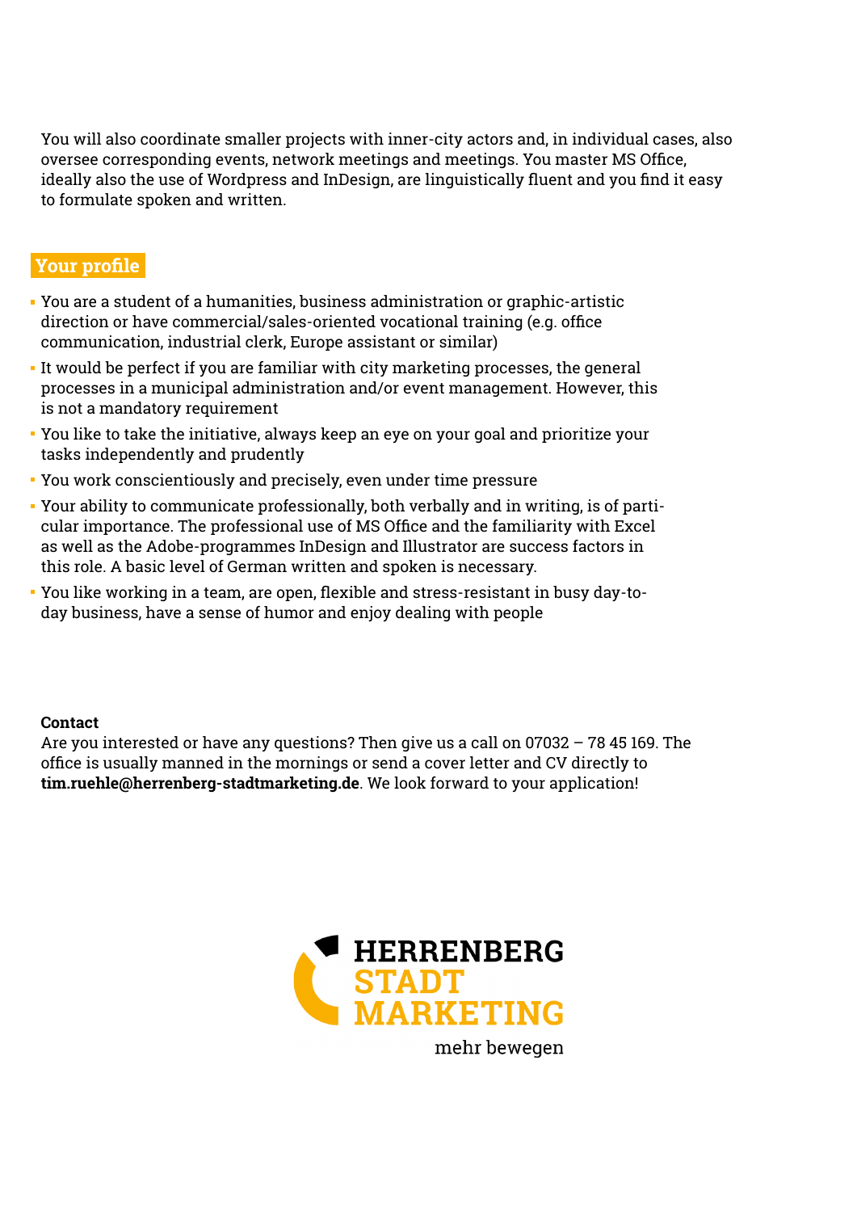You will also coordinate smaller projects with inner-city actors and, in individual cases, also oversee corresponding events, network meetings and meetings. You master MS Office, ideally also the use of Wordpress and InDesign, are linguistically fluent and you find it easy to formulate spoken and written.

## Your profile

- You are a student of a humanities, business administration or graphic-artistic direction or have commercial/sales-oriented vocational training (e.g. office communication, industrial clerk, Europe assistant or similar)
- It would be perfect if you are familiar with city marketing processes, the general processes in a municipal administration and/or event management. However, this is not a mandatory requirement
- You like to take the initiative, always keep an eye on your goal and prioritize your tasks independently and prudently
- You work conscientiously and precisely, even under time pressure
- Your ability to communicate professionally, both verbally and in writing, is of particular importance. The professional use of MS Office and the familiarity with Excel as well as the Adobe-programmes InDesign and Illustrator are success factors in this role. A basic level of German written and spoken is necessary.
- You like working in a team, are open, flexible and stress-resistant in busy day-to-day business, have a sense of humor and enjoy dealing with people

**Contact**
Are you interested or have any questions? Then give us a call on 07032 – 78 45 169. The office is usually manned in the mornings or send a cover letter and CV directly to **tim.ruehle@herrenberg-stadtmarketing.de**. We look forward to your application!

HERRENBERG
STADT
MARKETING
mehr bewegen